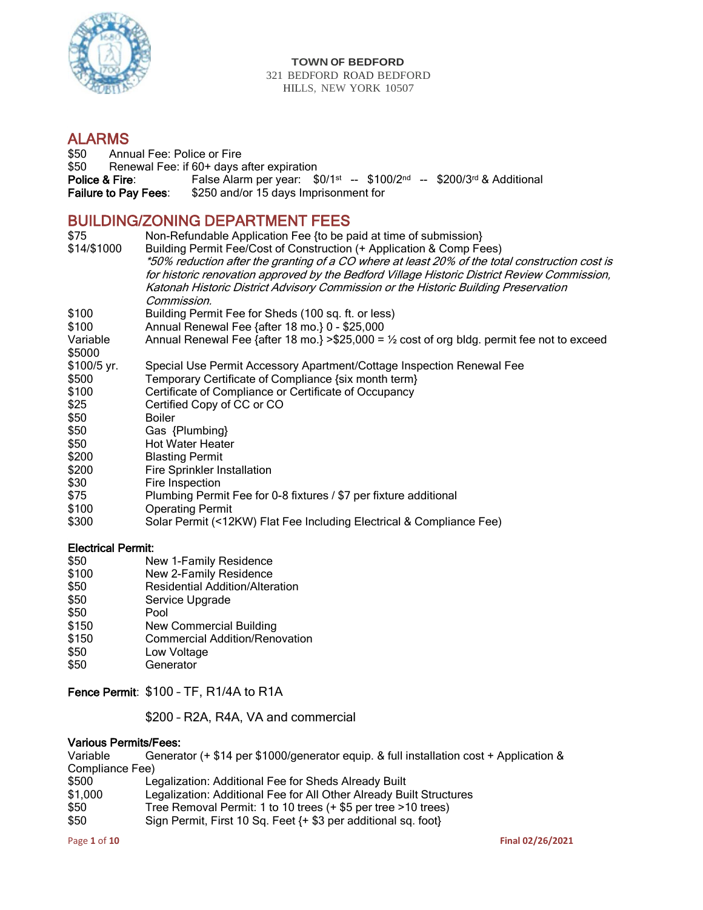**TOWN OF BEDFORD**
321 BEDFORD ROAD BEDFORD HILLS, NEW YORK 10507

## ALARMS

$50 Annual Fee: Police or Fire
$50 Renewal Fee: if 60+ days after expiration
**Police & Fire**: False Alarm per year: $0/1st -- $100/2nd -- $200/3rd & Additional
**Failure to Pay Fees**: $250 and/or 15 days Imprisonment for

## BUILDING/ZONING DEPARTMENT FEES

| Fee | Description |
|---|---|
| $75 | Non-Refundable Application Fee {to be paid at time of submission} |
| $14/$1000 | Building Permit Fee/Cost of Construction (+ Application & Comp Fees) *\*50% reduction after the granting of a CO where at least 20% of the total construction cost is for historic renovation approved by the Bedford Village Historic District Review Commission, Katonah Historic District Advisory Commission or the Historic Building Preservation Commission.* |
| $100 | Building Permit Fee for Sheds (100 sq. ft. or less) |
| $100 | Annual Renewal Fee {after 18 mo.} 0 - $25,000 |
| Variable | Annual Renewal Fee {after 18 mo.} >$25,000 = ½ cost of org bldg. permit fee not to exceed $5000 |
| $100/5 yr. | Special Use Permit Accessory Apartment/Cottage Inspection Renewal Fee |
| $500 | Temporary Certificate of Compliance {six month term} |
| $100 | Certificate of Compliance or Certificate of Occupancy |
| $25 | Certified Copy of CC or CO |
| $50 | Boiler |
| $50 | Gas {Plumbing} |
| $50 | Hot Water Heater |
| $200 | Blasting Permit |
| $200 | Fire Sprinkler Installation |
| $30 | Fire Inspection |
| $75 | Plumbing Permit Fee for 0-8 fixtures / $7 per fixture additional |
| $100 | Operating Permit |
| $300 | Solar Permit (<12KW) Flat Fee Including Electrical & Compliance Fee) |

### Electrical Permit:

| Fee | Description |
|---|---|
| $50 | New 1-Family Residence |
| $100 | New 2-Family Residence |
| $50 | Residential Addition/Alteration |
| $50 | Service Upgrade |
| $50 | Pool |
| $150 | New Commercial Building |
| $150 | Commercial Addition/Renovation |
| $50 | Low Voltage |
| $50 | Generator |

**Fence Permit**: $100 – TF, R1/4A to R1A

$200 – R2A, R4A, VA and commercial

### Various Permits/Fees:

| Fee | Description |
|---|---|
| Variable | Generator (+ $14 per $1000/generator equip. & full installation cost + Application & Compliance Fee) |
| $500 | Legalization: Additional Fee for Sheds Already Built |
| $1,000 | Legalization: Additional Fee for All Other Already Built Structures |
| $50 | Tree Removal Permit: 1 to 10 trees (+ $5 per tree >10 trees) |
| $50 | Sign Permit, First 10 Sq. Feet {+ $3 per additional sq. foot} |

Final 02/26/2021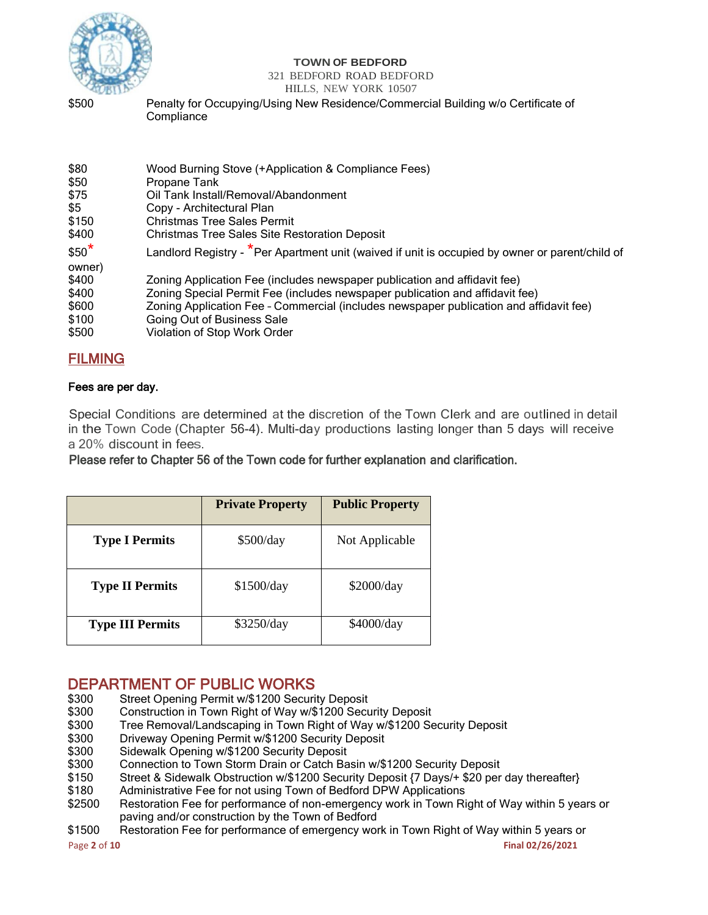**TOWN OF BEDFORD**
321 BEDFORD ROAD BEDFORD
HILLS, NEW YORK 10507

$500 Penalty for Occupying/Using New Residence/Commercial Building w/o Certificate of Compliance

$80 Wood Burning Stove (+Application & Compliance Fees)
$50 Propane Tank
$75 Oil Tank Install/Removal/Abandonment
$5 Copy - Architectural Plan
$150 Christmas Tree Sales Permit
$400 Christmas Tree Sales Site Restoration Deposit
$50* Landlord Registry - *Per Apartment unit (waived if unit is occupied by owner or parent/child of owner)
$400 Zoning Application Fee (includes newspaper publication and affidavit fee)
$400 Zoning Special Permit Fee (includes newspaper publication and affidavit fee)
$600 Zoning Application Fee – Commercial (includes newspaper publication and affidavit fee)
$100 Going Out of Business Sale
$500 Violation of Stop Work Order

## FILMING

**Fees are per day.**

Special Conditions are determined at the discretion of the Town Clerk and are outlined in detail in the Town Code (Chapter 56-4). Multi-day productions lasting longer than 5 days will receive a 20% discount in fees.

**Please refer to Chapter 56 of the Town code for further explanation and clarification.**

| | Private Property | Public Property |
|---|---|---|
| **Type I Permits** | $500/day | Not Applicable |
| **Type II Permits** | $1500/day | $2000/day |
| **Type III Permits** | $3250/day | $4000/day |

## DEPARTMENT OF PUBLIC WORKS

$300 Street Opening Permit w/$1200 Security Deposit
$300 Construction in Town Right of Way w/$1200 Security Deposit
$300 Tree Removal/Landscaping in Town Right of Way w/$1200 Security Deposit
$300 Driveway Opening Permit w/$1200 Security Deposit
$300 Sidewalk Opening w/$1200 Security Deposit
$300 Connection to Town Storm Drain or Catch Basin w/$1200 Security Deposit
$150 Street & Sidewalk Obstruction w/$1200 Security Deposit {7 Days/+ $20 per day thereafter}
$180 Administrative Fee for not using Town of Bedford DPW Applications
$2500 Restoration Fee for performance of non-emergency work in Town Right of Way within 5 years or paving and/or construction by the Town of Bedford
$1500 Restoration Fee for performance of emergency work in Town Right of Way within 5 years or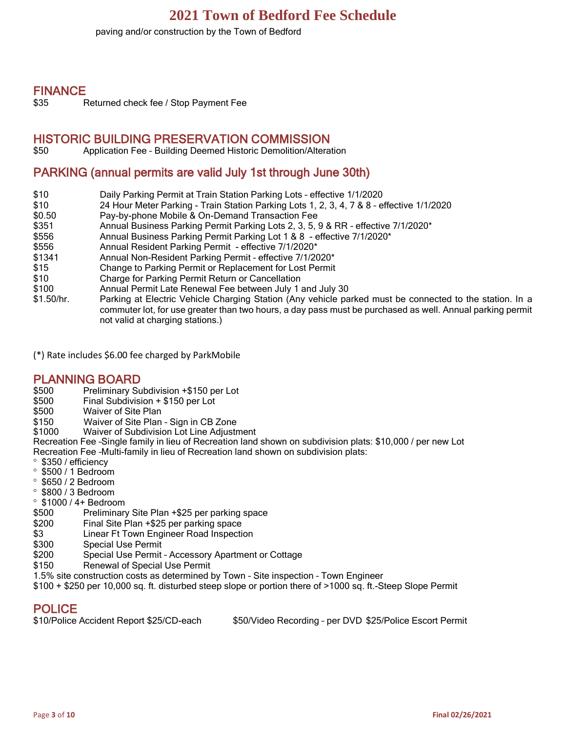paving and/or construction by the Town of Bedford

## FINANCE

$35 Returned check fee / Stop Payment Fee

## HISTORIC BUILDING PRESERVATION COMMISSION

$50 Application Fee – Building Deemed Historic Demolition/Alteration

## PARKING (annual permits are valid July 1st through June 30th)

| | |
|---|---|
| $10 | Daily Parking Permit at Train Station Parking Lots – effective 1/1/2020 |
| $10 | 24 Hour Meter Parking - Train Station Parking Lots 1, 2, 3, 4, 7 & 8 – effective 1/1/2020 |
| $0.50 | Pay-by-phone Mobile & On-Demand Transaction Fee |
| $351 | Annual Business Parking Permit Parking Lots 2, 3, 5, 9 & RR – effective 7/1/2020* |
| $556 | Annual Business Parking Permit Parking Lot 1 & 8 - effective 7/1/2020* |
| $556 | Annual Resident Parking Permit - effective 7/1/2020* |
| $1341 | Annual Non-Resident Parking Permit – effective 7/1/2020* |
| $15 | Change to Parking Permit or Replacement for Lost Permit |
| $10 | Charge for Parking Permit Return or Cancellation |
| $100 | Annual Permit Late Renewal Fee between July 1 and July 30 |
| $1.50/hr. | Parking at Electric Vehicle Charging Station (Any vehicle parked must be connected to the station. In a commuter lot, for use greater than two hours, a day pass must be purchased as well. Annual parking permit not valid at charging stations.) |

(*) Rate includes $6.00 fee charged by ParkMobile

## PLANNING BOARD

$500 Preliminary Subdivision +$150 per Lot
$500 Final Subdivision + $150 per Lot
$500 Waiver of Site Plan
$150 Waiver of Site Plan – Sign in CB Zone
$1000 Waiver of Subdivision Lot Line Adjustment
Recreation Fee –Single family in lieu of Recreation land shown on subdivision plats: $10,000 / per new Lot
Recreation Fee –Multi-family in lieu of Recreation land shown on subdivision plats:

- $350 / efficiency
- $500 / 1 Bedroom
- $650 / 2 Bedroom
- $800 / 3 Bedroom
- $1000 / 4+ Bedroom

$500 Preliminary Site Plan +$25 per parking space
$200 Final Site Plan +$25 per parking space
$3 Linear Ft Town Engineer Road Inspection
$300 Special Use Permit
$200 Special Use Permit – Accessory Apartment or Cottage
$150 Renewal of Special Use Permit
1.5% site construction costs as determined by Town – Site inspection – Town Engineer
$100 + $250 per 10,000 sq. ft. disturbed steep slope or portion there of >1000 sq. ft.-Steep Slope Permit

## POLICE

$10/Police Accident Report $25/CD-each $50/Video Recording – per DVD $25/Police Escort Permit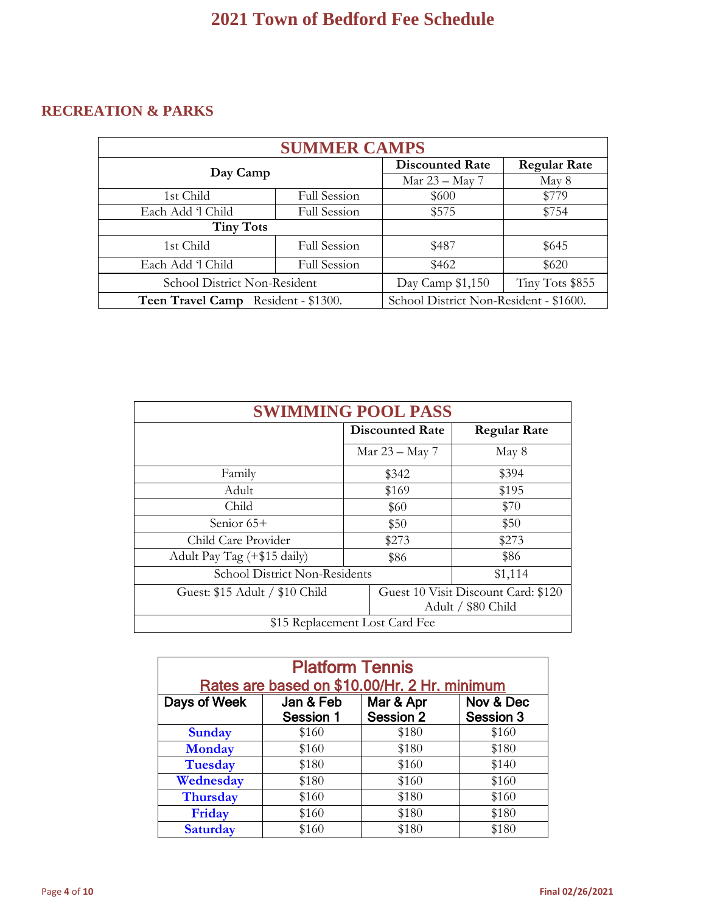# 2021 Town of Bedford Fee Schedule

## RECREATION & PARKS

| SUMMER CAMPS | | | |
|---|---|---|---|
| Day Camp | | Discounted Rate | Regular Rate |
| | | Mar 23 – May 7 | May 8 |
| 1st Child | Full Session | $600 | $779 |
| Each Add 'l Child | Full Session | $575 | $754 |
| **Tiny Tots** | | | |
| 1st Child | Full Session | $487 | $645 |
| Each Add 'l Child | Full Session | $462 | $620 |
| School District Non-Resident | | Day Camp $1,150 | Tiny Tots $855 |
| **Teen Travel Camp** Resident - $1300. | | School District Non-Resident - $1600. | |

| SWIMMING POOL PASS | | |
|---|---|---|
| | Discounted Rate | Regular Rate |
| | Mar 23 – May 7 | May 8 |
| Family | $342 | $394 |
| Adult | $169 | $195 |
| Child | $60 | $70 |
| Senior 65+ | $50 | $50 |
| Child Care Provider | $273 | $273 |
| Adult Pay Tag (+$15 daily) | $86 | $86 |
| School District Non-Residents | | $1,114 |
| Guest: $15 Adult / $10 Child | Guest 10 Visit Discount Card: $120 Adult / $80 Child | |
| $15 Replacement Lost Card Fee | | |

| Platform Tennis<br>Rates are based on $10.00/Hr. 2 Hr. minimum | | | |
|---|---|---|---|
| Days of Week | Jan & Feb Session 1 | Mar & Apr Session 2 | Nov & Dec Session 3 |
| Sunday | $160 | $180 | $160 |
| Monday | $160 | $180 | $180 |
| Tuesday | $180 | $160 | $140 |
| Wednesday | $180 | $160 | $160 |
| Thursday | $160 | $180 | $160 |
| Friday | $160 | $180 | $180 |
| Saturday | $160 | $180 | $180 |

Final 02/26/2021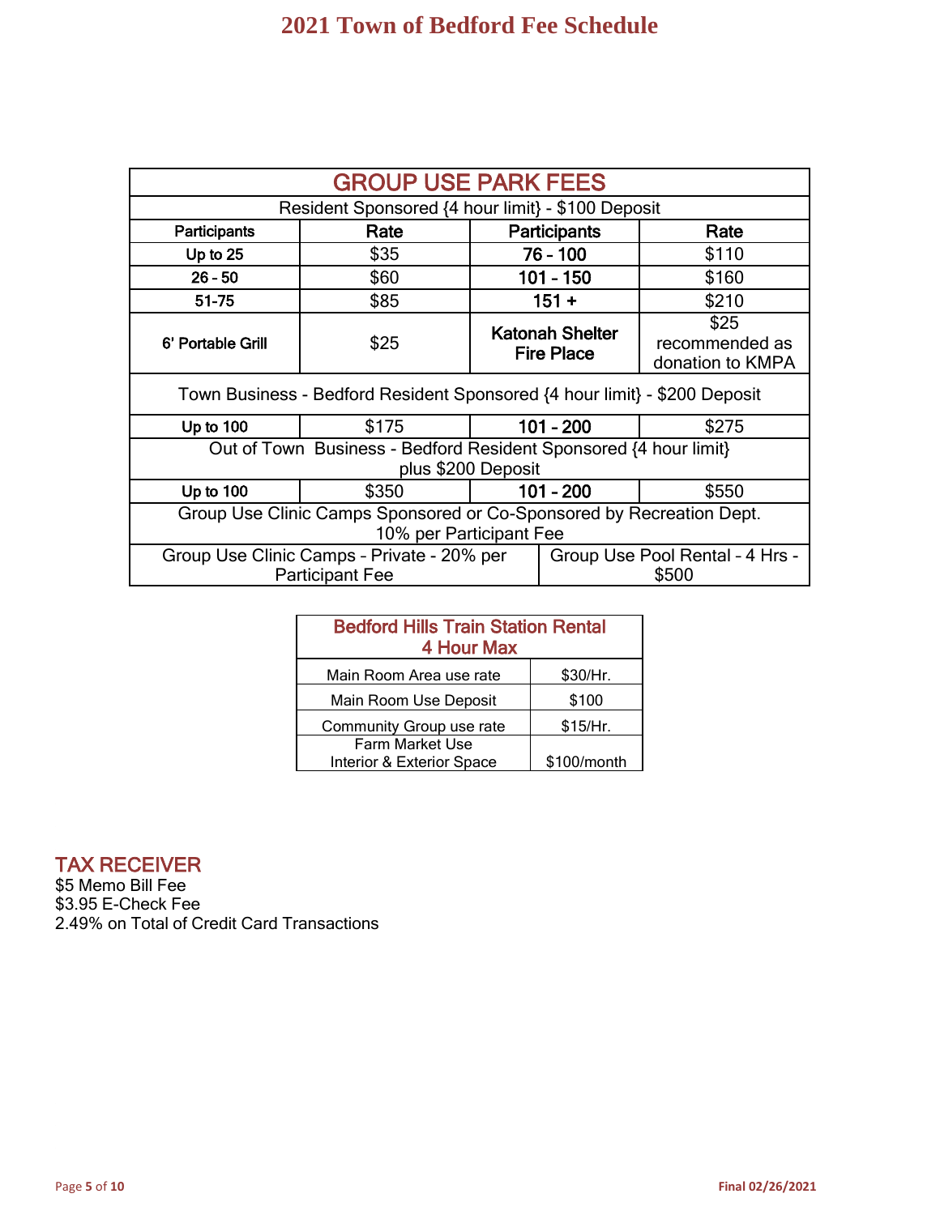# 2021 Town of Bedford Fee Schedule

| GROUP USE PARK FEES | | | |
|---|---|---|---|
| Resident Sponsored {4 hour limit} - $100 Deposit | | | |
| **Participants** | **Rate** | **Participants** | **Rate** |
| **Up to 25** | $35 | **76 - 100** | $110 |
| **26 - 50** | $60 | **101 - 150** | $160 |
| **51-75** | $85 | **151 +** | $210 |
| **6' Portable Grill** | $25 | **Katonah Shelter Fire Place** | $25 recommended as donation to KMPA |
| Town Business - Bedford Resident Sponsored {4 hour limit} - $200 Deposit | | | |
| **Up to 100** | $175 | **101 - 200** | $275 |
| Out of Town Business - Bedford Resident Sponsored {4 hour limit} plus $200 Deposit | | | |
| **Up to 100** | $350 | **101 - 200** | $550 |
| Group Use Clinic Camps Sponsored or Co-Sponsored by Recreation Dept. 10% per Participant Fee | | | |
| Group Use Clinic Camps - Private - 20% per Participant Fee | | Group Use Pool Rental - 4 Hrs - $500 | |

| Bedford Hills Train Station Rental 4 Hour Max | |
|---|---|
| Main Room Area use rate | $30/Hr. |
| Main Room Use Deposit | $100 |
| Community Group use rate | $15/Hr. |
| Farm Market Use Interior & Exterior Space | $100/month |

## TAX RECEIVER

$5 Memo Bill Fee
$3.95 E-Check Fee
2.49% on Total of Credit Card Transactions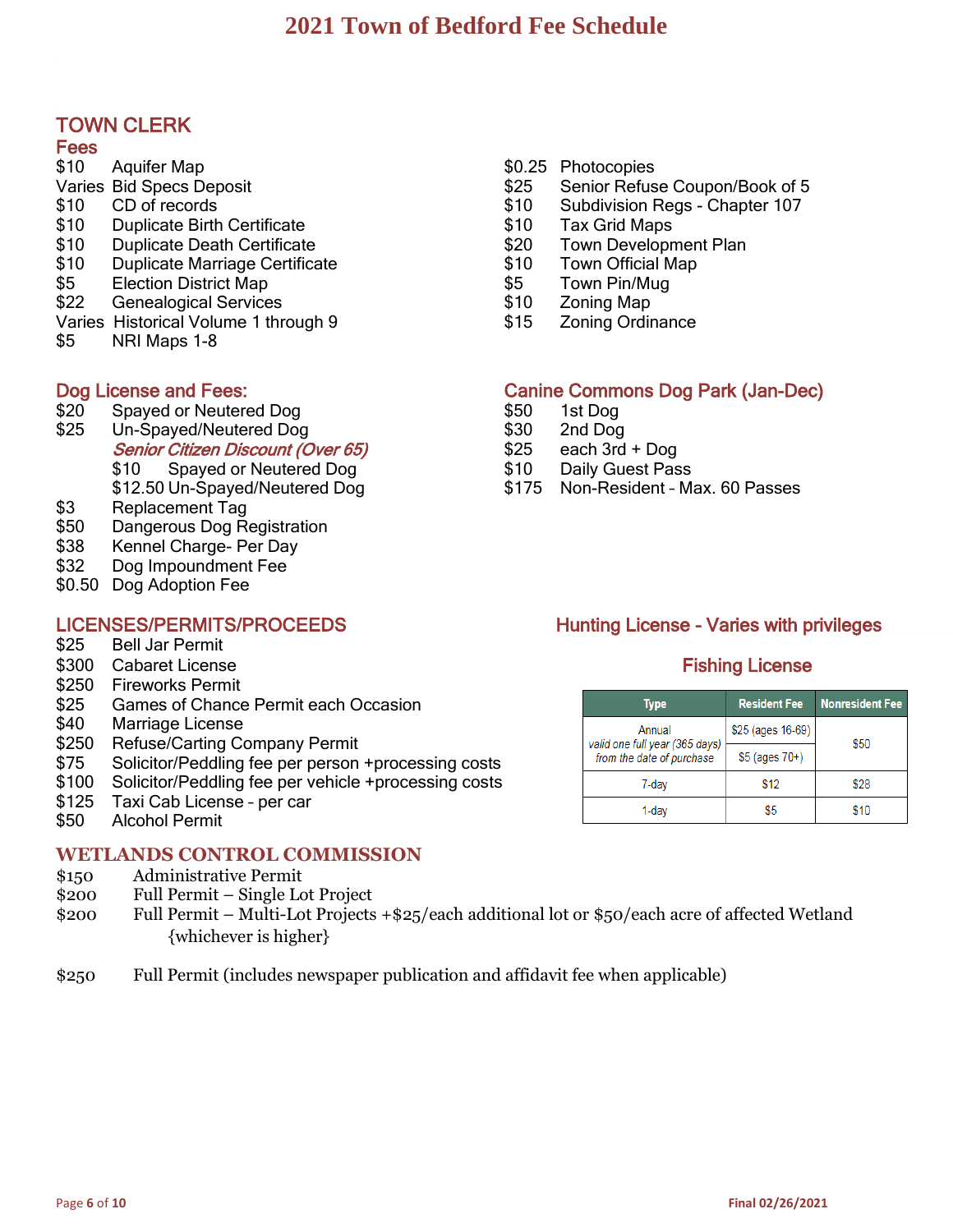# 2021 Town of Bedford Fee Schedule

## TOWN CLERK

### Fees

- $10 Aquifer Map
- Varies Bid Specs Deposit
- $10 CD of records
- $10 Duplicate Birth Certificate
- $10 Duplicate Death Certificate
- $10 Duplicate Marriage Certificate
- $5 Election District Map
- $22 Genealogical Services
- Varies Historical Volume 1 through 9
- $5 NRI Maps 1-8
- $0.25 Photocopies
- $25 Senior Refuse Coupon/Book of 5
- $10 Subdivision Regs - Chapter 107
- $10 Tax Grid Maps
- $20 Town Development Plan
- $10 Town Official Map
- $5 Town Pin/Mug
- $10 Zoning Map
- $15 Zoning Ordinance

### Dog License and Fees:

- $20 Spayed or Neutered Dog
- $25 Un-Spayed/Neutered Dog
- ***Senior Citizen Discount (Over 65)***
  - $10 Spayed or Neutered Dog
  - $12.50 Un-Spayed/Neutered Dog
- $3 Replacement Tag
- $50 Dangerous Dog Registration
- $38 Kennel Charge- Per Day
- $32 Dog Impoundment Fee
- $0.50 Dog Adoption Fee

### Canine Commons Dog Park (Jan-Dec)

- $50 1st Dog
- $30 2nd Dog
- $25 each 3rd + Dog
- $10 Daily Guest Pass
- $175 Non-Resident – Max. 60 Passes

### LICENSES/PERMITS/PROCEEDS

- $25 Bell Jar Permit
- $300 Cabaret License
- $250 Fireworks Permit
- $25 Games of Chance Permit each Occasion
- $40 Marriage License
- $250 Refuse/Carting Company Permit
- $75 Solicitor/Peddling fee per person +processing costs
- $100 Solicitor/Peddling fee per vehicle +processing costs
- $125 Taxi Cab License - per car
- $50 Alcohol Permit

### Hunting License - Varies with privileges

### Fishing License

| Type | Resident Fee | Nonresident Fee |
|---|---|---|
| Annual *valid one full year (365 days) from the date of purchase* | $25 (ages 16-69) | $50 |
| | $5 (ages 70+) | |
| 7-day | $12 | $28 |
| 1-day | $5 | $10 |

## WETLANDS CONTROL COMMISSION

- $150 Administrative Permit
- $200 Full Permit – Single Lot Project
- $200 Full Permit – Multi-Lot Projects +$25/each additional lot or $50/each acre of affected Wetland {whichever is higher}
- $250 Full Permit (includes newspaper publication and affidavit fee when applicable)

Final 02/26/2021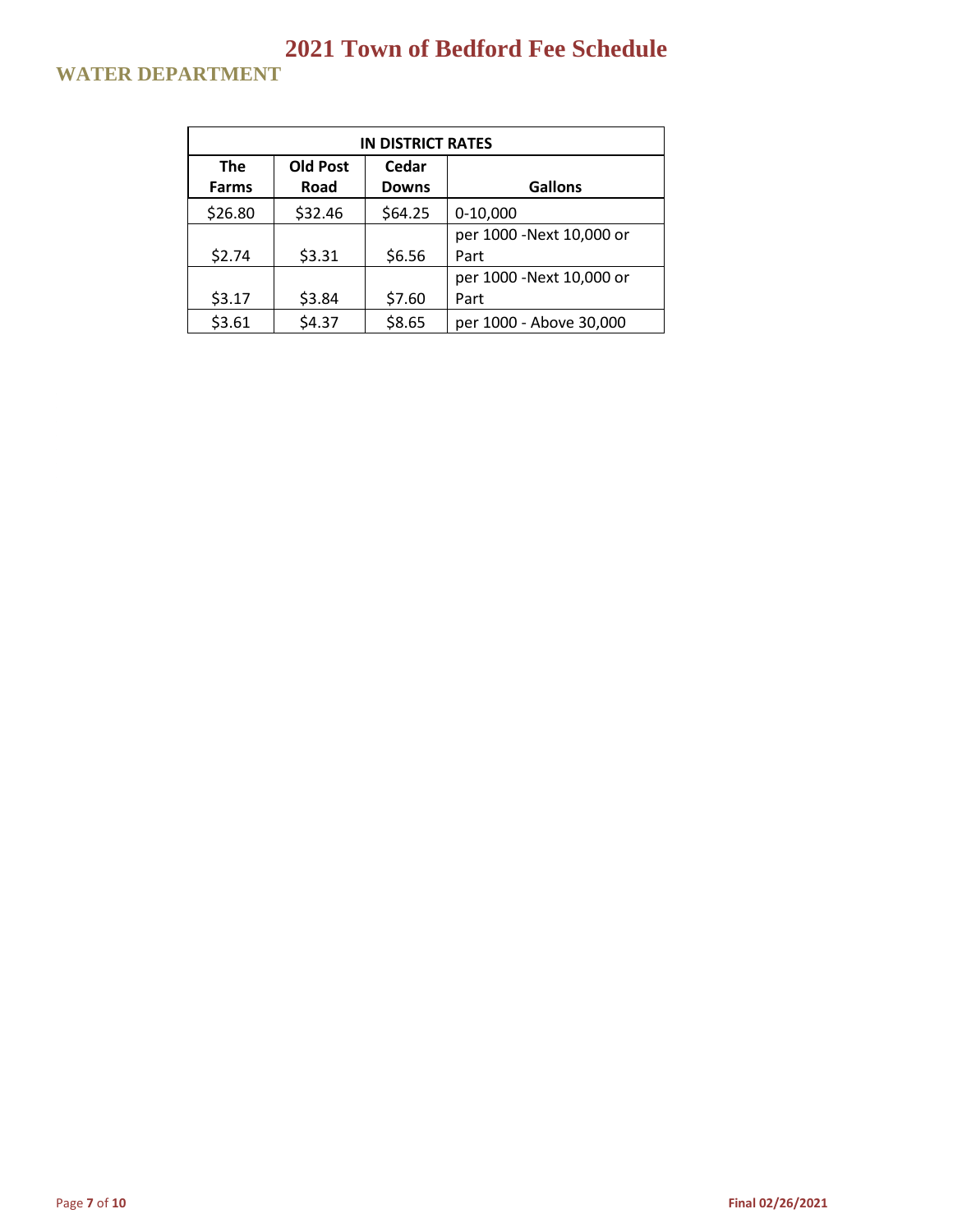# 2021 Town of Bedford Fee Schedule

## WATER DEPARTMENT

| IN DISTRICT RATES | | | |
|---|---|---|---|
| The Farms | Old Post Road | Cedar Downs | Gallons |
| $26.80 | $32.46 | $64.25 | 0-10,000 |
| $2.74 | $3.31 | $6.56 | per 1000 -Next 10,000 or Part |
| $3.17 | $3.84 | $7.60 | per 1000 -Next 10,000 or Part |
| $3.61 | $4.37 | $8.65 | per 1000 - Above 30,000 |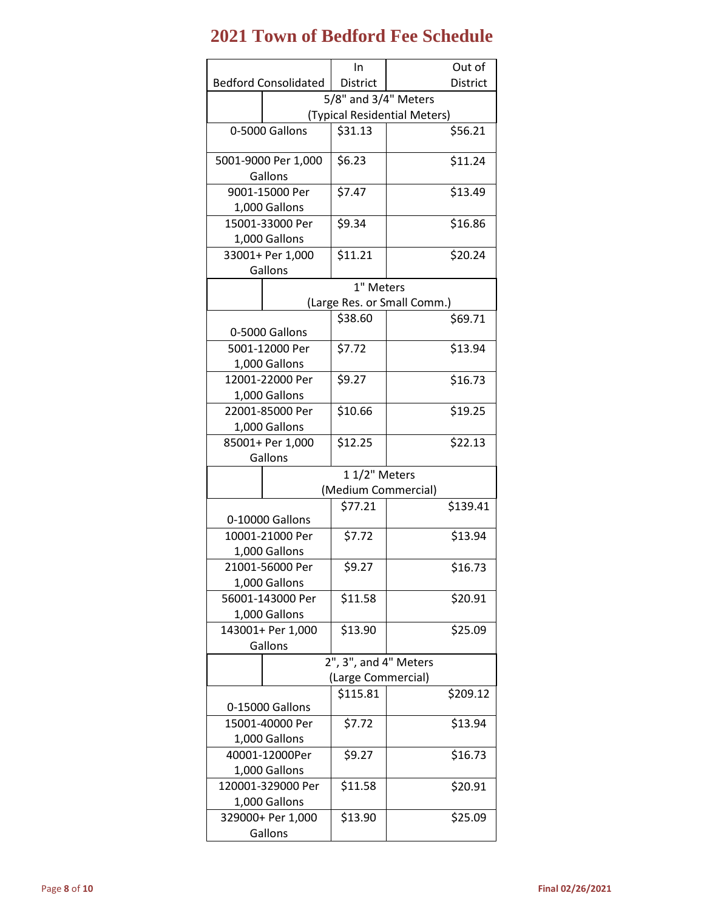# 2021 Town of Bedford Fee Schedule

| Bedford Consolidated | In District | Out of District |
|---|---|---|
| 5/8" and 3/4" Meters (Typical Residential Meters) | | |
| 0-5000 Gallons | $31.13 | $56.21 |
| 5001-9000 Per 1,000 Gallons | $6.23 | $11.24 |
| 9001-15000 Per 1,000 Gallons | $7.47 | $13.49 |
| 15001-33000 Per 1,000 Gallons | $9.34 | $16.86 |
| 33001+ Per 1,000 Gallons | $11.21 | $20.24 |
| 1" Meters (Large Res. or Small Comm.) | | |
| 0-5000 Gallons | $38.60 | $69.71 |
| 5001-12000 Per 1,000 Gallons | $7.72 | $13.94 |
| 12001-22000 Per 1,000 Gallons | $9.27 | $16.73 |
| 22001-85000 Per 1,000 Gallons | $10.66 | $19.25 |
| 85001+ Per 1,000 Gallons | $12.25 | $22.13 |
| 1 1/2" Meters (Medium Commercial) | | |
| 0-10000 Gallons | $77.21 | $139.41 |
| 10001-21000 Per 1,000 Gallons | $7.72 | $13.94 |
| 21001-56000 Per 1,000 Gallons | $9.27 | $16.73 |
| 56001-143000 Per 1,000 Gallons | $11.58 | $20.91 |
| 143001+ Per 1,000 Gallons | $13.90 | $25.09 |
| 2", 3", and 4" Meters (Large Commercial) | | |
| 0-15000 Gallons | $115.81 | $209.12 |
| 15001-40000 Per 1,000 Gallons | $7.72 | $13.94 |
| 40001-12000Per 1,000 Gallons | $9.27 | $16.73 |
| 120001-329000 Per 1,000 Gallons | $11.58 | $20.91 |
| 329000+ Per 1,000 Gallons | $13.90 | $25.09 |

Final 02/26/2021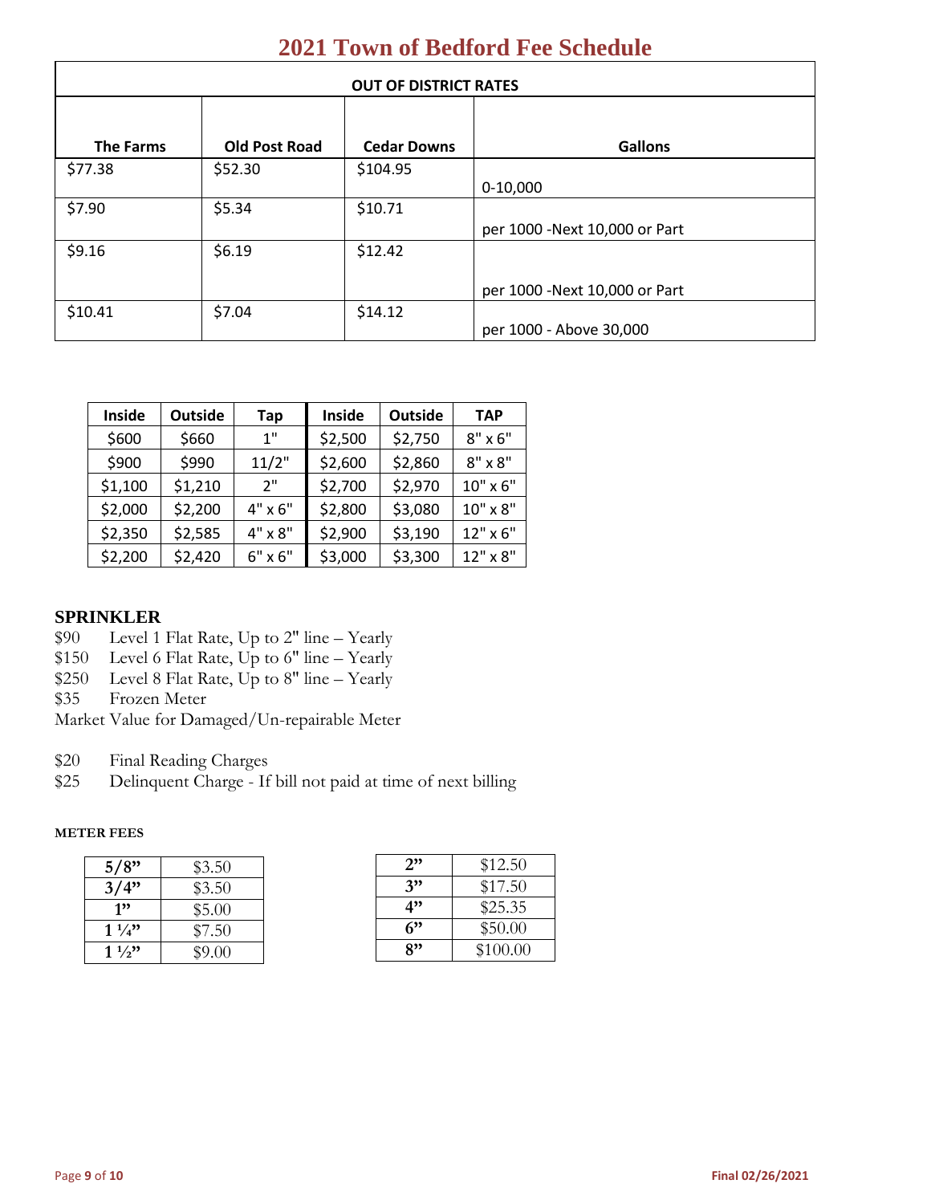# 2021 Town of Bedford Fee Schedule

| OUT OF DISTRICT RATES | | | |
|---|---|---|---|
| **The Farms** | **Old Post Road** | **Cedar Downs** | **Gallons** |
| $77.38 | $52.30 | $104.95 | 0-10,000 |
| $7.90 | $5.34 | $10.71 | per 1000 -Next 10,000 or Part |
| $9.16 | $6.19 | $12.42 | per 1000 -Next 10,000 or Part |
| $10.41 | $7.04 | $14.12 | per 1000 - Above 30,000 |

| Inside | Outside | Tap | Inside | Outside | TAP |
|---|---|---|---|---|---|
| $600 | $660 | 1" | $2,500 | $2,750 | 8" x 6" |
| $900 | $990 | 11/2" | $2,600 | $2,860 | 8" x 8" |
| $1,100 | $1,210 | 2" | $2,700 | $2,970 | 10" x 6" |
| $2,000 | $2,200 | 4" x 6" | $2,800 | $3,080 | 10" x 8" |
| $2,350 | $2,585 | 4" x 8" | $2,900 | $3,190 | 12" x 6" |
| $2,200 | $2,420 | 6" x 6" | $3,000 | $3,300 | 12" x 8" |

## SPRINKLER

$90 Level 1 Flat Rate, Up to 2" line – Yearly
$150 Level 6 Flat Rate, Up to 6" line – Yearly
$250 Level 8 Flat Rate, Up to 8" line – Yearly
$35 Frozen Meter
Market Value for Damaged/Un-repairable Meter

$20 Final Reading Charges
$25 Delinquent Charge - If bill not paid at time of next billing

**METER FEES**

| | |
|---|---|
| **5/8"** | $3.50 |
| **3/4"** | $3.50 |
| **1"** | $5.00 |
| **1 ¼"** | $7.50 |
| **1 ½"** | $9.00 |

| | |
|---|---|
| **2"** | $12.50 |
| **3"** | $17.50 |
| **4"** | $25.35 |
| **6"** | $50.00 |
| **8"** | $100.00 |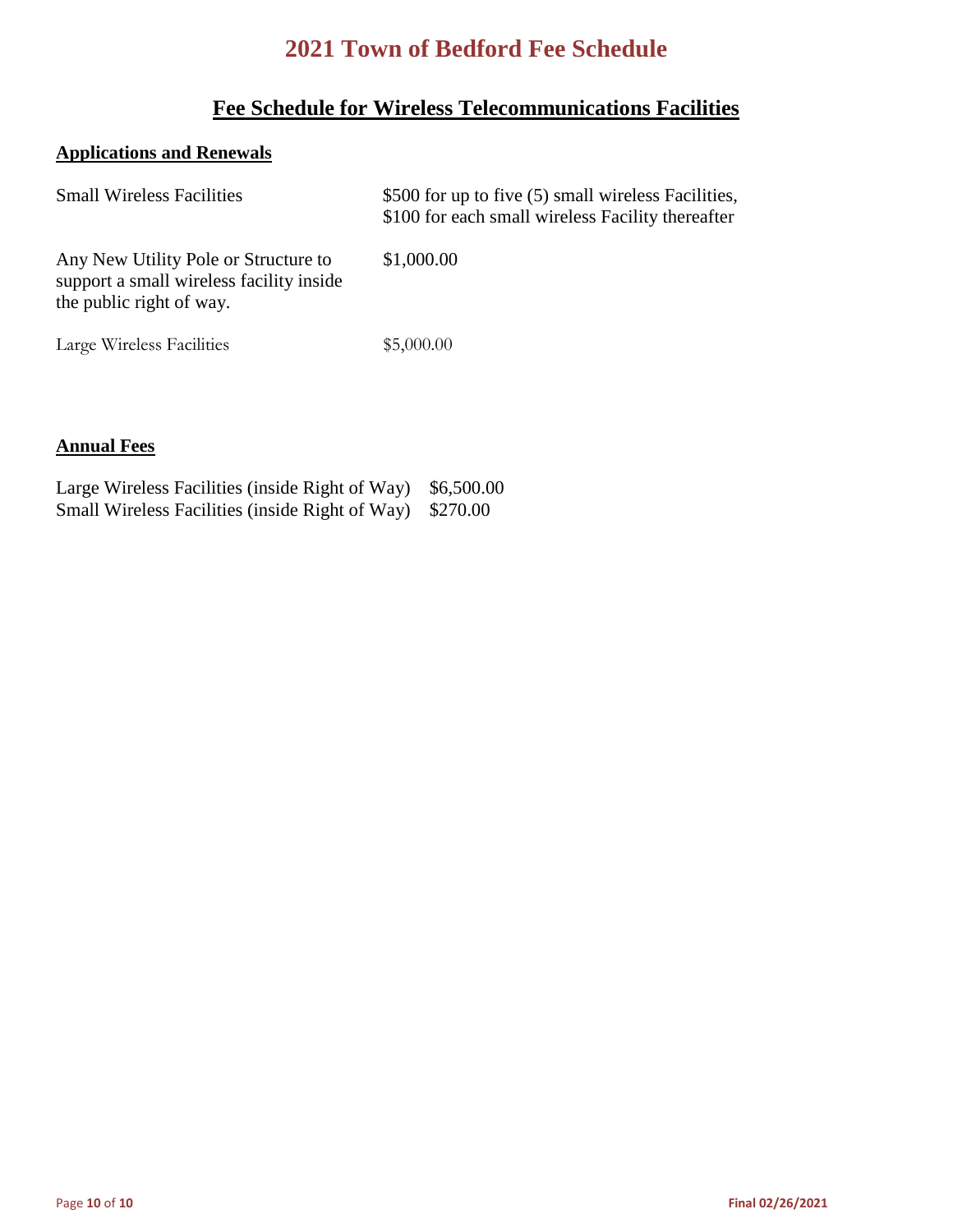# 2021 Town of Bedford Fee Schedule

## Fee Schedule for Wireless Telecommunications Facilities

### Applications and Renewals

| | |
|---|---|
| Small Wireless Facilities | $500 for up to five (5) small wireless Facilities, $100 for each small wireless Facility thereafter |
| Any New Utility Pole or Structure to support a small wireless facility inside the public right of way. | $1,000.00 |
| Large Wireless Facilities | $5,000.00 |

### Annual Fees

| | |
|---|---|
| Large Wireless Facilities (inside Right of Way) | $6,500.00 |
| Small Wireless Facilities (inside Right of Way) | $270.00 |